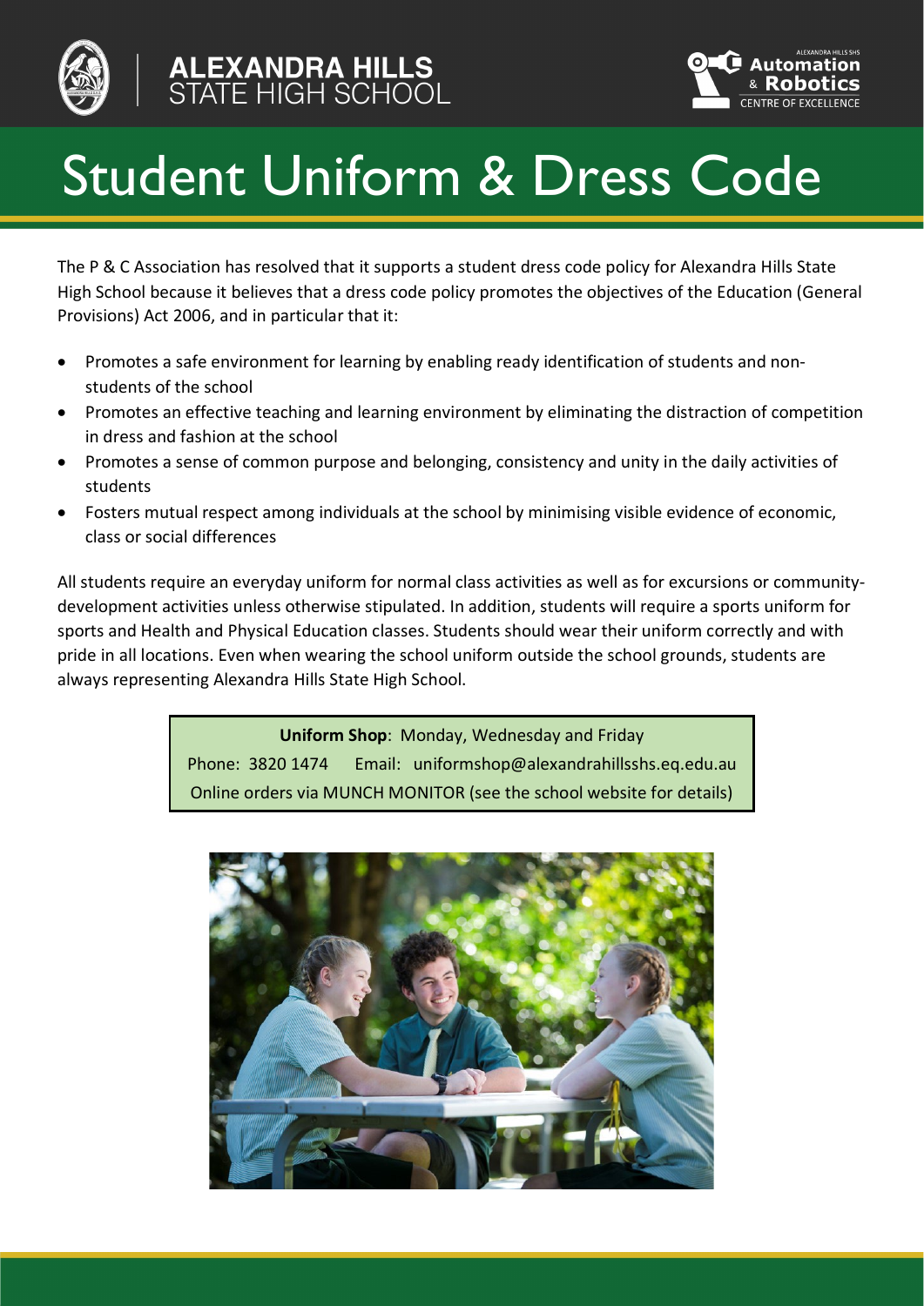ALEXANDRA HILLS STATE HIGH SCHOOL

Alexandra Hills SHS Automation & Robotics Centre of Excellence

# Student Uniform & Dress Code

The P & C Association has resolved that it supports a student dress code policy for Alexandra Hills State High School because it believes that a dress code policy promotes the objectives of the Education (General Provisions) Act 2006, and in particular that it:

- Promotes a safe environment for learning by enabling ready identification of students and non-students of the school
- Promotes an effective teaching and learning environment by eliminating the distraction of competition in dress and fashion at the school
- Promotes a sense of common purpose and belonging, consistency and unity in the daily activities of students
- Fosters mutual respect among individuals at the school by minimising visible evidence of economic, class or social differences

All students require an everyday uniform for normal class activities as well as for excursions or community-development activities unless otherwise stipulated. In addition, students will require a sports uniform for sports and Health and Physical Education classes. Students should wear their uniform correctly and with pride in all locations. Even when wearing the school uniform outside the school grounds, students are always representing Alexandra Hills State High School.

**Uniform Shop**: Monday, Wednesday and Friday
Phone: 3820 1474 Email: uniformshop@alexandrahillsshs.eq.edu.au
Online orders via MUNCH MONITOR (see the school website for details)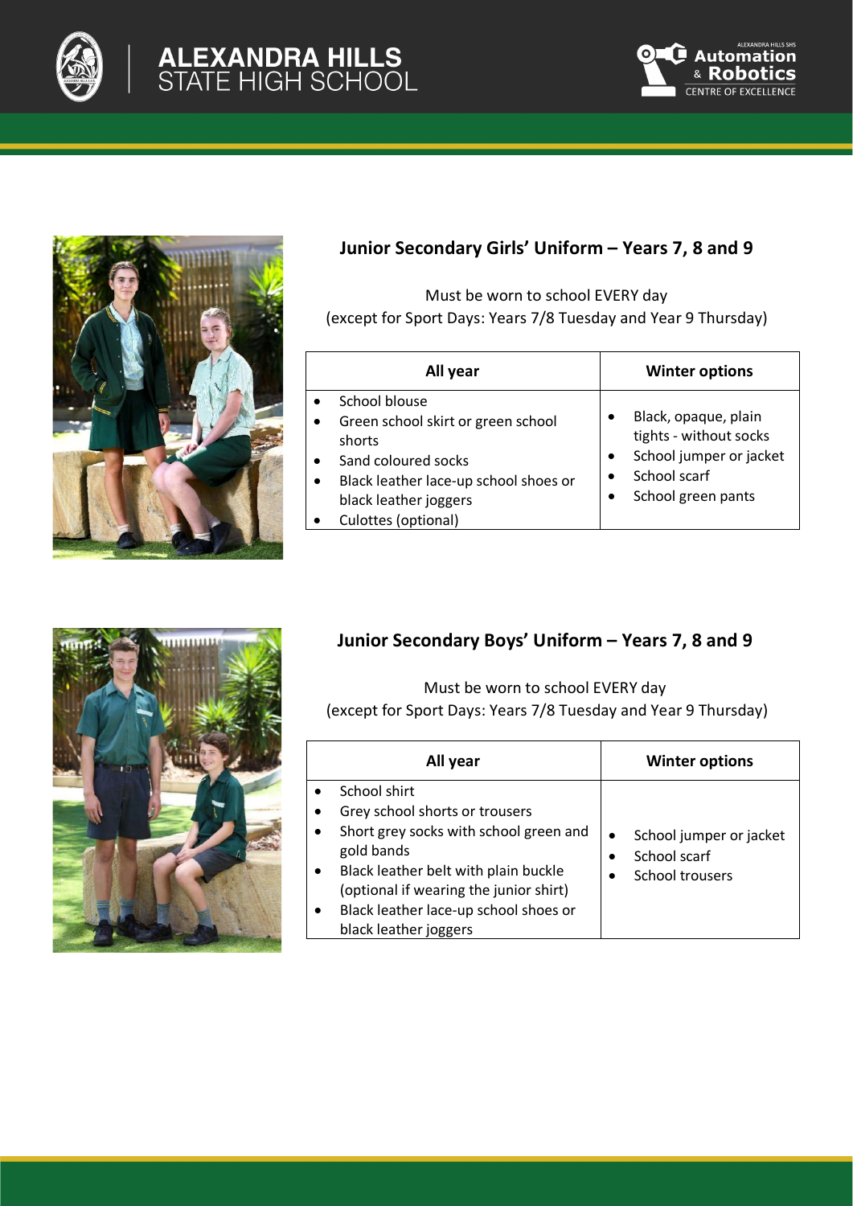## Junior Secondary Girls' Uniform – Years 7, 8 and 9

Must be worn to school EVERY day
(except for Sport Days: Years 7/8 Tuesday and Year 9 Thursday)

| All year | Winter options |
|---|---|
| • School blouse<br>• Green school skirt or green school shorts<br>• Sand coloured socks<br>• Black leather lace-up school shoes or black leather joggers<br>• Culottes (optional) | • Black, opaque, plain tights - without socks<br>• School jumper or jacket<br>• School scarf<br>• School green pants |

## Junior Secondary Boys' Uniform – Years 7, 8 and 9

Must be worn to school EVERY day
(except for Sport Days: Years 7/8 Tuesday and Year 9 Thursday)

| All year | Winter options |
|---|---|
| • School shirt<br>• Grey school shorts or trousers<br>• Short grey socks with school green and gold bands<br>• Black leather belt with plain buckle (optional if wearing the junior shirt)<br>• Black leather lace-up school shoes or black leather joggers | • School jumper or jacket<br>• School scarf<br>• School trousers |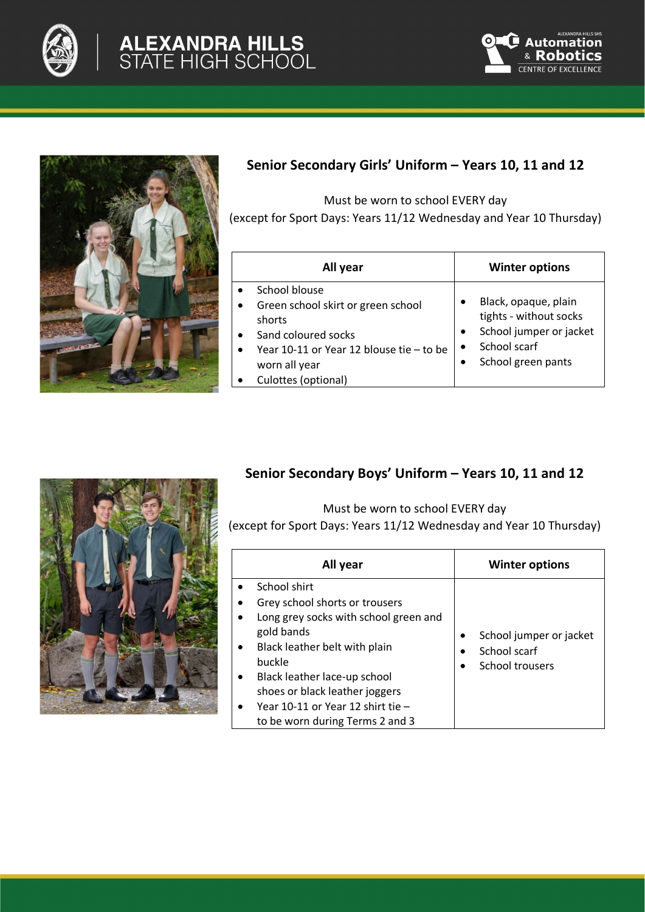## Senior Secondary Girls' Uniform – Years 10, 11 and 12

Must be worn to school EVERY day
(except for Sport Days: Years 11/12 Wednesday and Year 10 Thursday)

| All year | Winter options |
| --- | --- |
| • School blouse<br>• Green school skirt or green school shorts<br>• Sand coloured socks<br>• Year 10-11 or Year 12 blouse tie – to be worn all year<br>• Culottes (optional) | • Black, opaque, plain tights - without socks<br>• School jumper or jacket<br>• School scarf<br>• School green pants |

## Senior Secondary Boys' Uniform – Years 10, 11 and 12

Must be worn to school EVERY day
(except for Sport Days: Years 11/12 Wednesday and Year 10 Thursday)

| All year | Winter options |
| --- | --- |
| • School shirt<br>• Grey school shorts or trousers<br>• Long grey socks with school green and gold bands<br>• Black leather belt with plain buckle<br>• Black leather lace-up school shoes or black leather joggers<br>• Year 10-11 or Year 12 shirt tie – to be worn during Terms 2 and 3 | • School jumper or jacket<br>• School scarf<br>• School trousers |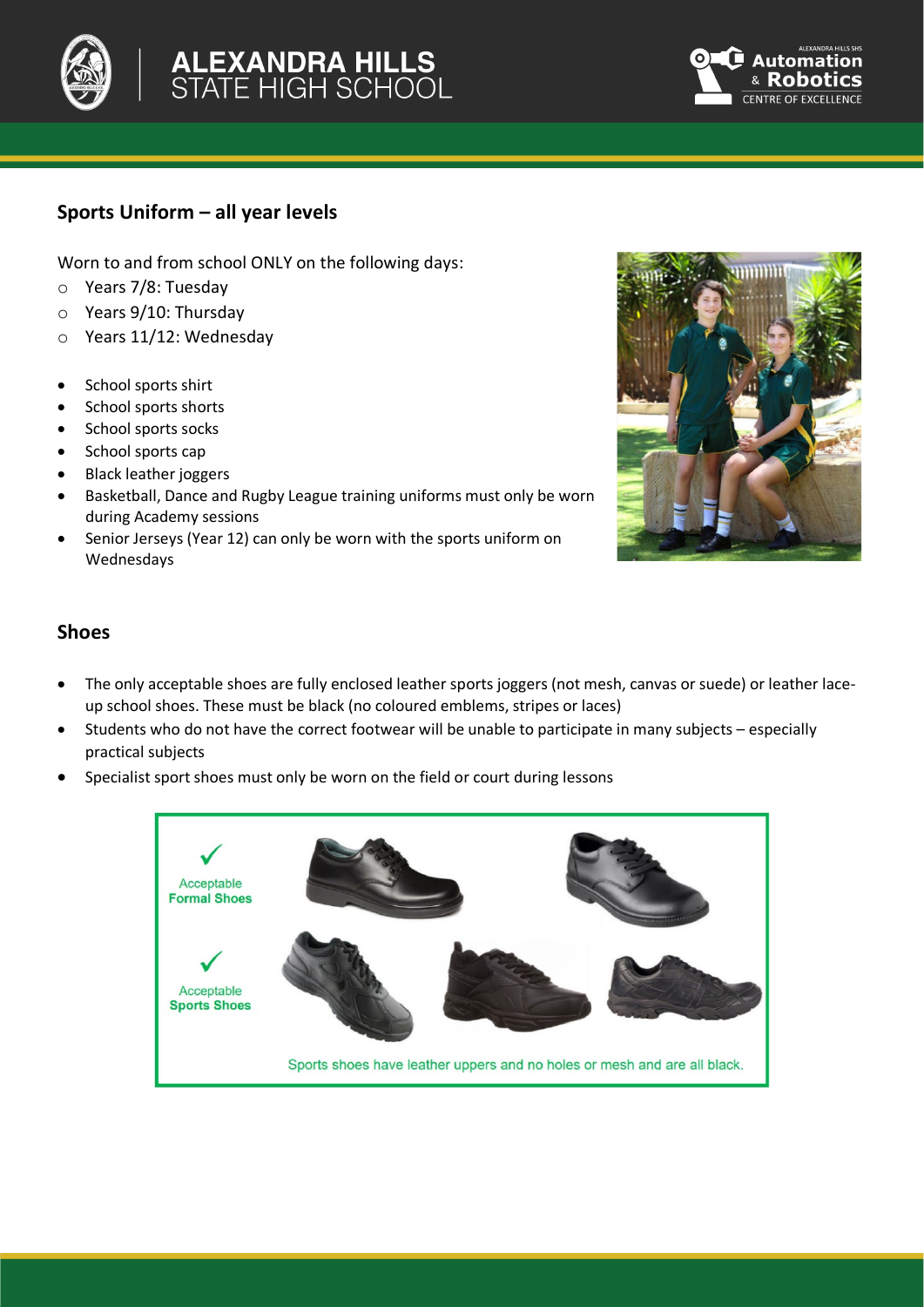## Sports Uniform – all year levels

Worn to and from school ONLY on the following days:

- Years 7/8: Tuesday
- Years 9/10: Thursday
- Years 11/12: Wednesday

- School sports shirt
- School sports shorts
- School sports socks
- School sports cap
- Black leather joggers
- Basketball, Dance and Rugby League training uniforms must only be worn during Academy sessions
- Senior Jerseys (Year 12) can only be worn with the sports uniform on Wednesdays

## Shoes

- The only acceptable shoes are fully enclosed leather sports joggers (not mesh, canvas or suede) or leather lace-up school shoes. These must be black (no coloured emblems, stripes or laces)
- Students who do not have the correct footwear will be unable to participate in many subjects – especially practical subjects
- Specialist sport shoes must only be worn on the field or court during lessons

✓ Acceptable **Formal Shoes**

✓ Acceptable **Sports Shoes**

Sports shoes have leather uppers and no holes or mesh and are all black.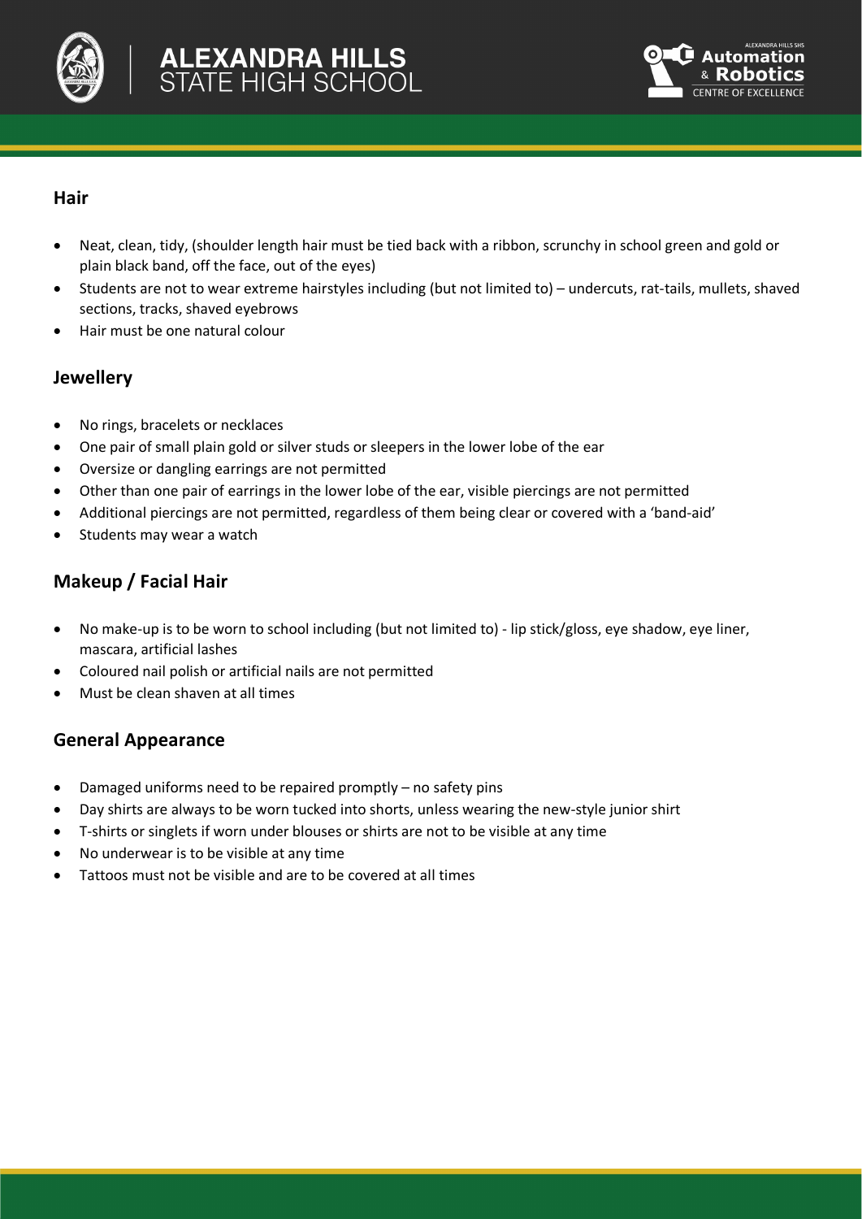## Hair

- Neat, clean, tidy, (shoulder length hair must be tied back with a ribbon, scrunchy in school green and gold or plain black band, off the face, out of the eyes)
- Students are not to wear extreme hairstyles including (but not limited to) – undercuts, rat-tails, mullets, shaved sections, tracks, shaved eyebrows
- Hair must be one natural colour

## Jewellery

- No rings, bracelets or necklaces
- One pair of small plain gold or silver studs or sleepers in the lower lobe of the ear
- Oversize or dangling earrings are not permitted
- Other than one pair of earrings in the lower lobe of the ear, visible piercings are not permitted
- Additional piercings are not permitted, regardless of them being clear or covered with a 'band-aid'
- Students may wear a watch

## Makeup / Facial Hair

- No make-up is to be worn to school including (but not limited to) - lip stick/gloss, eye shadow, eye liner, mascara, artificial lashes
- Coloured nail polish or artificial nails are not permitted
- Must be clean shaven at all times

## General Appearance

- Damaged uniforms need to be repaired promptly – no safety pins
- Day shirts are always to be worn tucked into shorts, unless wearing the new-style junior shirt
- T-shirts or singlets if worn under blouses or shirts are not to be visible at any time
- No underwear is to be visible at any time
- Tattoos must not be visible and are to be covered at all times